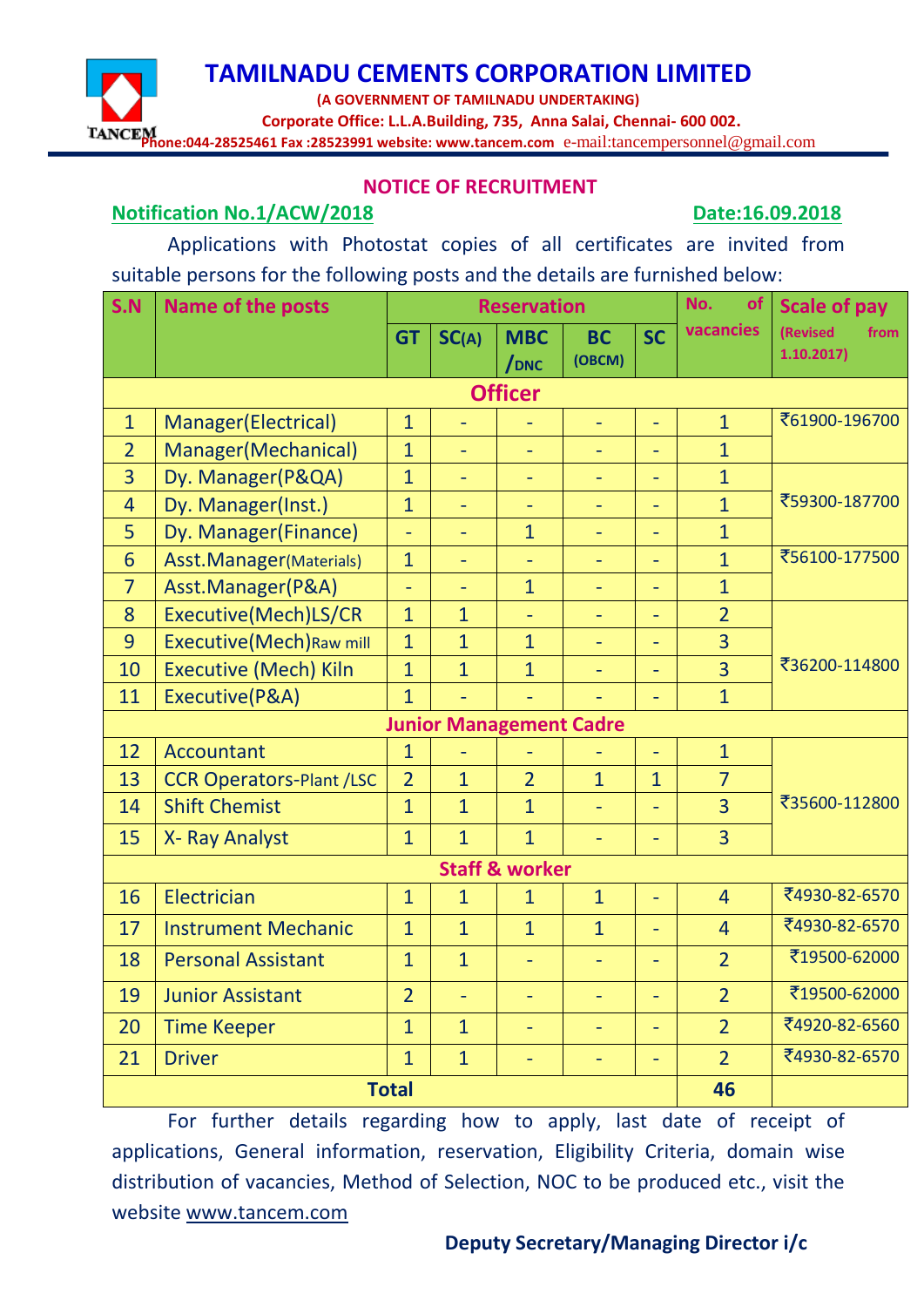# TAMILNADU CEMENTS CORPORATION LIMITED

**(A GOVERNMENT OF TAMILNADU UNDERTAKING)**

**Corporate Office: L.L.A.Building, 735, Anna Salai, Chennai- 600 002.**

TANCEM **Phone:044-28525461 Fax :28523991 website: www.tancem.com** e-mail:tancempersonnel@gmail.com

## NOTICE OF RECRUITMENT

**Notification No.1/ACW/2018** **Date:16.09.2018**

Applications with Photostat copies of all certificates are invited from suitable persons for the following posts and the details are furnished below:

| S.N | Name of the posts | Reservation | | | | | No. of vacancies | Scale of pay (Revised from 1.10.2017) |
|---|---|---|---|---|---|---|---|---|
| | | GT | SC(A) | MBC /DNC | BC (OBCM) | SC | | |
| | **Officer** | | | | | | | |
| 1 | Manager(Electrical) | 1 | - | - | - | - | 1 | ₹61900-196700 |
| 2 | Manager(Mechanical) | 1 | - | - | - | - | 1 | |
| 3 | Dy. Manager(P&QA) | 1 | - | - | - | - | 1 | ₹59300-187700 |
| 4 | Dy. Manager(Inst.) | 1 | - | - | - | - | 1 | |
| 5 | Dy. Manager(Finance) | - | - | 1 | - | - | 1 | |
| 6 | Asst.Manager(Materials) | 1 | - | - | - | - | 1 | ₹56100-177500 |
| 7 | Asst.Manager(P&A) | - | - | 1 | - | - | 1 | |
| 8 | Executive(Mech)LS/CR | 1 | 1 | - | - | - | 2 | ₹36200-114800 |
| 9 | Executive(Mech)Raw mill | 1 | 1 | 1 | - | - | 3 | |
| 10 | Executive (Mech) Kiln | 1 | 1 | 1 | - | - | 3 | |
| 11 | Executive(P&A) | 1 | - | - | - | - | 1 | |
| | **Junior Management Cadre** | | | | | | | |
| 12 | Accountant | 1 | - | - | - | - | 1 | ₹35600-112800 |
| 13 | CCR Operators-Plant /LSC | 2 | 1 | 2 | 1 | 1 | 7 | |
| 14 | Shift Chemist | 1 | 1 | 1 | - | - | 3 | |
| 15 | X- Ray Analyst | 1 | 1 | 1 | - | - | 3 | |
| | **Staff & worker** | | | | | | | |
| 16 | Electrician | 1 | 1 | 1 | 1 | - | 4 | ₹4930-82-6570 |
| 17 | Instrument Mechanic | 1 | 1 | 1 | 1 | - | 4 | ₹4930-82-6570 |
| 18 | Personal Assistant | 1 | 1 | - | - | - | 2 | ₹19500-62000 |
| 19 | Junior Assistant | 2 | - | - | - | - | 2 | ₹19500-62000 |
| 20 | Time Keeper | 1 | 1 | - | - | - | 2 | ₹4920-82-6560 |
| 21 | Driver | 1 | 1 | - | - | - | 2 | ₹4930-82-6570 |
| | **Total** | | | | | | **46** | |

For further details regarding how to apply, last date of receipt of applications, General information, reservation, Eligibility Criteria, domain wise distribution of vacancies, Method of Selection, NOC to be produced etc., visit the website www.tancem.com

**Deputy Secretary/Managing Director i/c**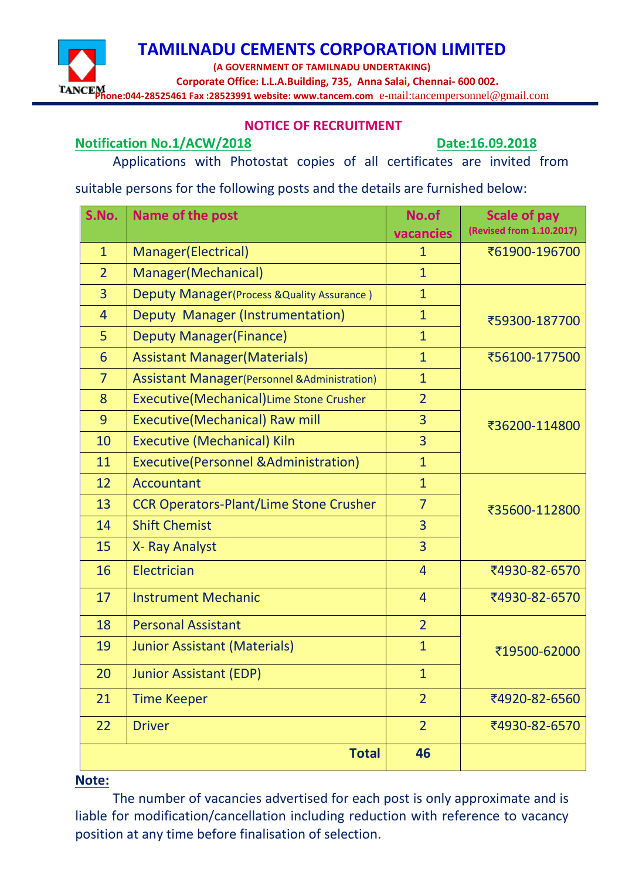# TAMILNADU CEMENTS CORPORATION LIMITED

**(A GOVERNMENT OF TAMILNADU UNDERTAKING)**

**Corporate Office: L.L.A.Building, 735, Anna Salai, Chennai- 600 002.**

TANCEM **Phone:044-28525461 Fax :28523991 website: www.tancem.com** e-mail:tancempersonnel@gmail.com

## NOTICE OF RECRUITMENT

**Notification No.1/ACW/2018** **Date:16.09.2018**

Applications with Photostat copies of all certificates are invited from suitable persons for the following posts and the details are furnished below:

| S.No. | Name of the post | No.of vacancies | Scale of pay (Revised from 1.10.2017) |
|---|---|---|---|
| 1 | Manager(Electrical) | 1 | ₹61900-196700 |
| 2 | Manager(Mechanical) | 1 | |
| 3 | Deputy Manager(Process &Quality Assurance ) | 1 | ₹59300-187700 |
| 4 | Deputy Manager (Instrumentation) | 1 | |
| 5 | Deputy Manager(Finance) | 1 | |
| 6 | Assistant Manager(Materials) | 1 | ₹56100-177500 |
| 7 | Assistant Manager(Personnel &Administration) | 1 | |
| 8 | Executive(Mechanical)Lime Stone Crusher | 2 | ₹36200-114800 |
| 9 | Executive(Mechanical) Raw mill | 3 | |
| 10 | Executive (Mechanical) Kiln | 3 | |
| 11 | Executive(Personnel &Administration) | 1 | |
| 12 | Accountant | 1 | ₹35600-112800 |
| 13 | CCR Operators-Plant/Lime Stone Crusher | 7 | |
| 14 | Shift Chemist | 3 | |
| 15 | X- Ray Analyst | 3 | |
| 16 | Electrician | 4 | ₹4930-82-6570 |
| 17 | Instrument Mechanic | 4 | ₹4930-82-6570 |
| 18 | Personal Assistant | 2 | ₹19500-62000 |
| 19 | Junior Assistant (Materials) | 1 | |
| 20 | Junior Assistant (EDP) | 1 | |
| 21 | Time Keeper | 2 | ₹4920-82-6560 |
| 22 | Driver | 2 | ₹4930-82-6570 |
| | **Total** | **46** | |

**Note:**

The number of vacancies advertised for each post is only approximate and is liable for modification/cancellation including reduction with reference to vacancy position at any time before finalisation of selection.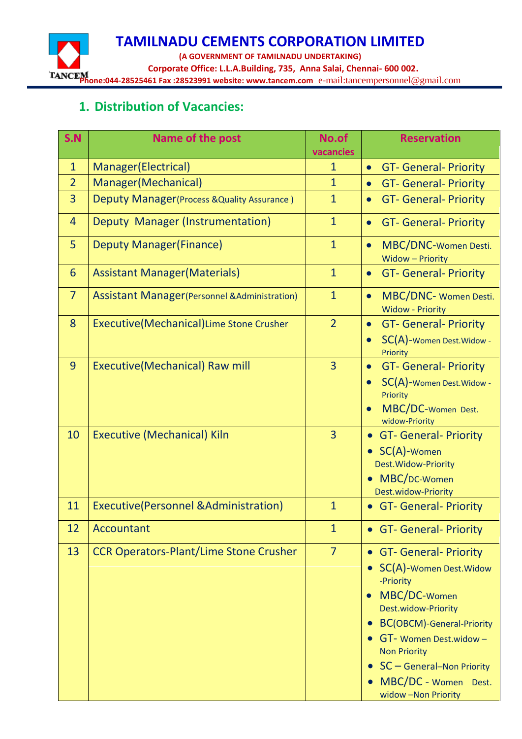# TAMILNADU CEMENTS CORPORATION LIMITED

**(A GOVERNMENT OF TAMILNADU UNDERTAKING)**

**Corporate Office: L.L.A.Building, 735, Anna Salai, Chennai- 600 002.**

**Phone:044-28525461 Fax :28523991 website: www.tancem.com** e-mail:tancempersonnel@gmail.com

## 1. Distribution of Vacancies:

| S.N | Name of the post | No.of vacancies | Reservation |
|---|---|---|---|
| 1 | Manager(Electrical) | 1 | • GT- General- Priority |
| 2 | Manager(Mechanical) | 1 | • GT- General- Priority |
| 3 | Deputy Manager(Process &Quality Assurance ) | 1 | • GT- General- Priority |
| 4 | Deputy Manager (Instrumentation) | 1 | • GT- General- Priority |
| 5 | Deputy Manager(Finance) | 1 | • MBC/DNC-Women Desti. Widow – Priority |
| 6 | Assistant Manager(Materials) | 1 | • GT- General- Priority |
| 7 | Assistant Manager(Personnel &Administration) | 1 | • MBC/DNC- Women Desti. Widow - Priority |
| 8 | Executive(Mechanical)Lime Stone Crusher | 2 | • GT- General- Priority<br>• SC(A)-Women Dest.Widow - Priority |
| 9 | Executive(Mechanical) Raw mill | 3 | • GT- General- Priority<br>• SC(A)-Women Dest.Widow - Priority<br>• MBC/DC-Women Dest. widow-Priority |
| 10 | Executive (Mechanical) Kiln | 3 | • GT- General- Priority<br>• SC(A)-Women Dest.Widow-Priority<br>• MBC/DC-Women Dest.widow-Priority |
| 11 | Executive(Personnel &Administration) | 1 | • GT- General- Priority |
| 12 | Accountant | 1 | • GT- General- Priority |
| 13 | CCR Operators-Plant/Lime Stone Crusher | 7 | • GT- General- Priority<br>• SC(A)-Women Dest.Widow -Priority<br>• MBC/DC-Women Dest.widow-Priority<br>• BC(OBCM)-General-Priority<br>• GT- Women Dest.widow – Non Priority<br>• SC – General–Non Priority<br>• MBC/DC - Women Dest. widow –Non Priority |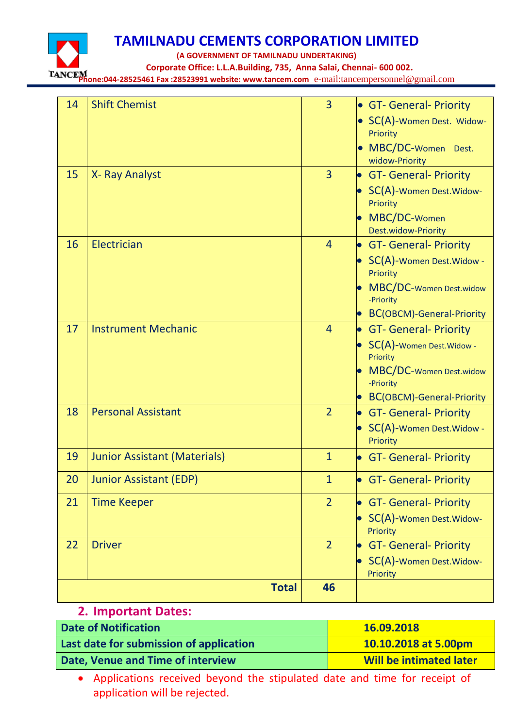| 14 | Shift Chemist | 3 | • GT- General- Priority<br>• SC(A)-Women Dest. Widow-Priority<br>• MBC/DC-Women Dest. widow-Priority |
|---|---|---|---|
| 15 | X- Ray Analyst | 3 | • GT- General- Priority<br>• SC(A)-Women Dest.Widow-Priority<br>• MBC/DC-Women Dest.widow-Priority |
| 16 | Electrician | 4 | • GT- General- Priority<br>• SC(A)-Women Dest.Widow -Priority<br>• MBC/DC-Women Dest.widow -Priority<br>• BC(OBCM)-General-Priority |
| 17 | Instrument Mechanic | 4 | • GT- General- Priority<br>• SC(A)-Women Dest.Widow -Priority<br>• MBC/DC-Women Dest.widow -Priority<br>• BC(OBCM)-General-Priority |
| 18 | Personal Assistant | 2 | • GT- General- Priority<br>• SC(A)-Women Dest.Widow -Priority |
| 19 | Junior Assistant (Materials) | 1 | • GT- General- Priority |
| 20 | Junior Assistant (EDP) | 1 | • GT- General- Priority |
| 21 | Time Keeper | 2 | • GT- General- Priority<br>• SC(A)-Women Dest.Widow-Priority |
| 22 | Driver | 2 | • GT- General- Priority<br>• SC(A)-Women Dest.Widow-Priority |
| | **Total** | **46** | |

## 2. Important Dates:

| Date of Notification | 16.09.2018 |
|---|---|
| Last date for submission of application | 10.10.2018 at 5.00pm |
| Date, Venue and Time of interview | Will be intimated later |

- Applications received beyond the stipulated date and time for receipt of application will be rejected.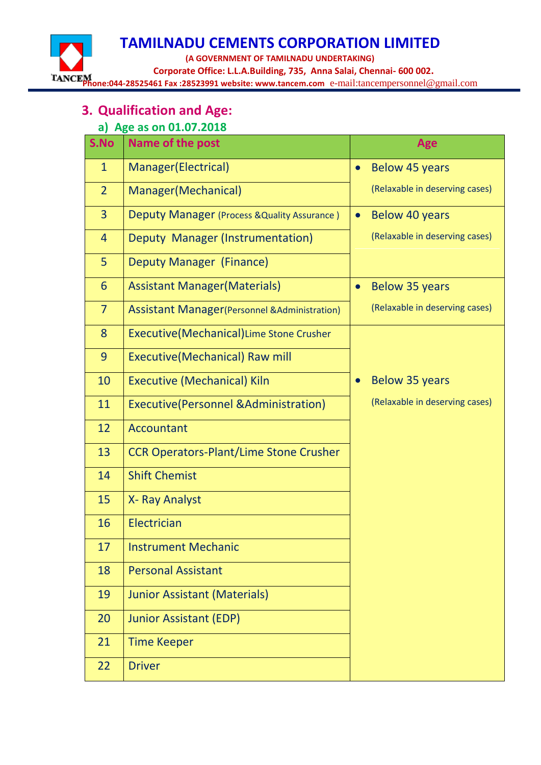## 3. Qualification and Age:

### a) Age as on 01.07.2018

| S.No | Name of the post | Age |
|---|---|---|
| 1 | Manager(Electrical) | • Below 45 years (Relaxable in deserving cases) |
| 2 | Manager(Mechanical) | |
| 3 | Deputy Manager (Process &Quality Assurance ) | • Below 40 years (Relaxable in deserving cases) |
| 4 | Deputy Manager (Instrumentation) | |
| 5 | Deputy Manager (Finance) | |
| 6 | Assistant Manager(Materials) | • Below 35 years (Relaxable in deserving cases) |
| 7 | Assistant Manager(Personnel &Administration) | |
| 8 | Executive(Mechanical)Lime Stone Crusher | • Below 35 years (Relaxable in deserving cases) |
| 9 | Executive(Mechanical) Raw mill | |
| 10 | Executive (Mechanical) Kiln | |
| 11 | Executive(Personnel &Administration) | |
| 12 | Accountant | |
| 13 | CCR Operators-Plant/Lime Stone Crusher | |
| 14 | Shift Chemist | |
| 15 | X- Ray Analyst | |
| 16 | Electrician | |
| 17 | Instrument Mechanic | |
| 18 | Personal Assistant | |
| 19 | Junior Assistant (Materials) | |
| 20 | Junior Assistant (EDP) | |
| 21 | Time Keeper | |
| 22 | Driver | |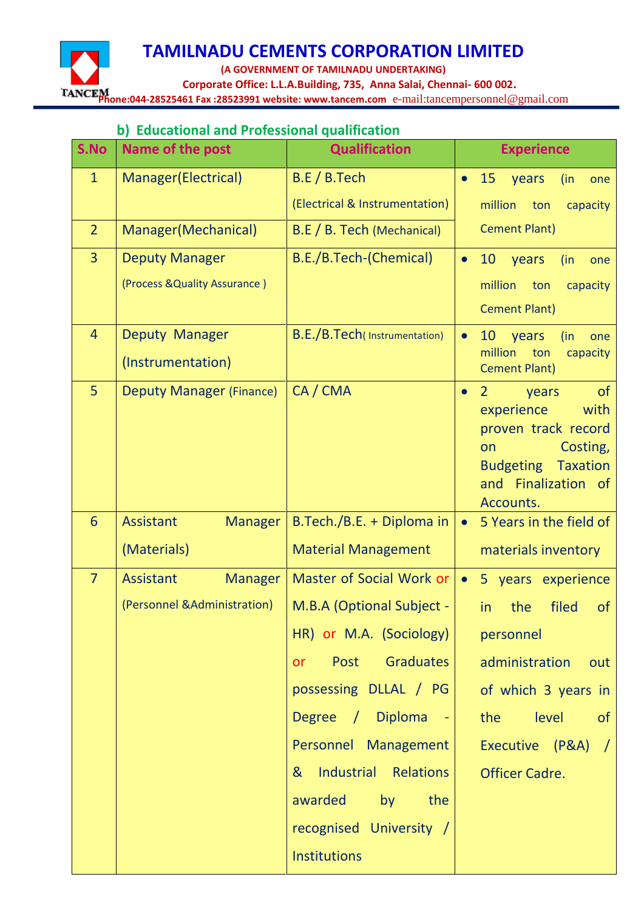# TAMILNADU CEMENTS CORPORATION LIMITED

(A GOVERNMENT OF TAMILNADU UNDERTAKING)

Corporate Office: L.L.A.Building, 735, Anna Salai, Chennai- 600 002.

Phone:044-28525461 Fax :28523991 website: www.tancem.com e-mail:tancempersonnel@gmail.com

## b) Educational and Professional qualification

| S.No | Name of the post | Qualification | Experience |
|---|---|---|---|
| 1 | Manager(Electrical) | B.E / B.Tech (Electrical & Instrumentation) | • 15 years (in one million ton capacity Cement Plant) |
| 2 | Manager(Mechanical) | B.E / B. Tech (Mechanical) | |
| 3 | Deputy Manager (Process &Quality Assurance ) | B.E./B.Tech-(Chemical) | • 10 years (in one million ton capacity Cement Plant) |
| 4 | Deputy Manager (Instrumentation) | B.E./B.Tech( Instrumentation) | • 10 years (in one million ton capacity Cement Plant) |
| 5 | Deputy Manager (Finance) | CA / CMA | • 2 years of experience with proven track record on Costing, Budgeting Taxation and Finalization of Accounts. |
| 6 | Assistant Manager (Materials) | B.Tech./B.E. + Diploma in Material Management | • 5 Years in the field of materials inventory |
| 7 | Assistant Manager (Personnel &Administration) | Master of Social Work or M.B.A (Optional Subject - HR) or M.A. (Sociology) or Post Graduates possessing DLLAL / PG Degree / Diploma - Personnel Management & Industrial Relations awarded by the recognised University / Institutions | • 5 years experience in the filed of personnel administration out of which 3 years in the level of Executive (P&A) / Officer Cadre. |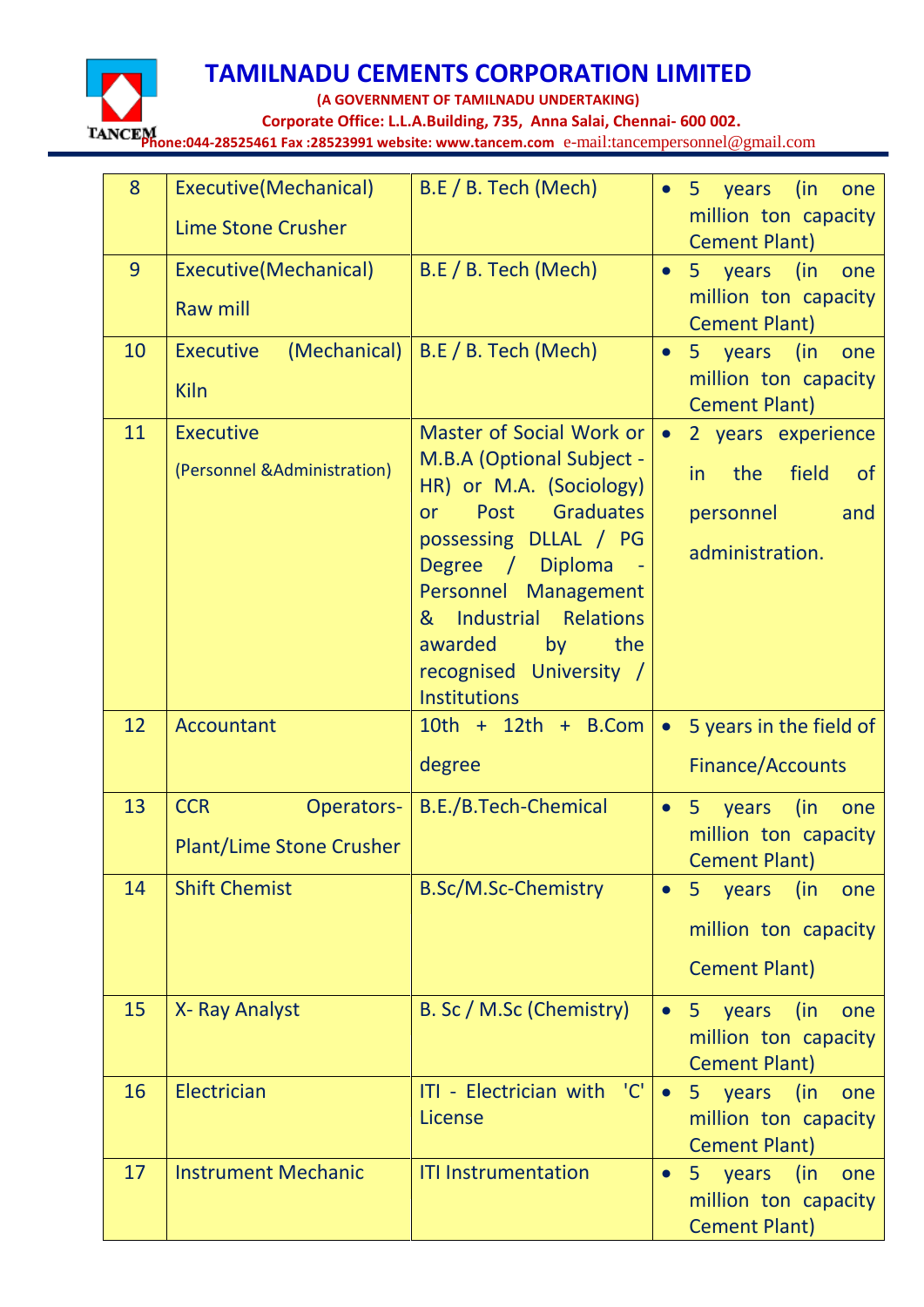# TAMILNADU CEMENTS CORPORATION LIMITED

**(A GOVERNMENT OF TAMILNADU UNDERTAKING)**

**Corporate Office: L.L.A.Building, 735, Anna Salai, Chennai- 600 002.**

**Phone:044-28525461 Fax :28523991 website: www.tancem.com** e-mail:tancempersonnel@gmail.com

| | | | |
|---|---|---|---|
| 8 | Executive(Mechanical) Lime Stone Crusher | B.E / B. Tech (Mech) | • 5 years (in one million ton capacity Cement Plant) |
| 9 | Executive(Mechanical) Raw mill | B.E / B. Tech (Mech) | • 5 years (in one million ton capacity Cement Plant) |
| 10 | Executive (Mechanical) Kiln | B.E / B. Tech (Mech) | • 5 years (in one million ton capacity Cement Plant) |
| 11 | Executive (Personnel &Administration) | Master of Social Work or M.B.A (Optional Subject - HR) or M.A. (Sociology) or Post Graduates possessing DLLAL / PG Degree / Diploma - Personnel Management & Industrial Relations awarded by the recognised University / Institutions | • 2 years experience in the field of personnel and administration. |
| 12 | Accountant | 10th + 12th + B.Com degree | • 5 years in the field of Finance/Accounts |
| 13 | CCR Operators-Plant/Lime Stone Crusher | B.E./B.Tech-Chemical | • 5 years (in one million ton capacity Cement Plant) |
| 14 | Shift Chemist | B.Sc/M.Sc-Chemistry | • 5 years (in one million ton capacity Cement Plant) |
| 15 | X- Ray Analyst | B. Sc / M.Sc (Chemistry) | • 5 years (in one million ton capacity Cement Plant) |
| 16 | Electrician | ITI - Electrician with 'C' License | • 5 years (in one million ton capacity Cement Plant) |
| 17 | Instrument Mechanic | ITI Instrumentation | • 5 years (in one million ton capacity Cement Plant) |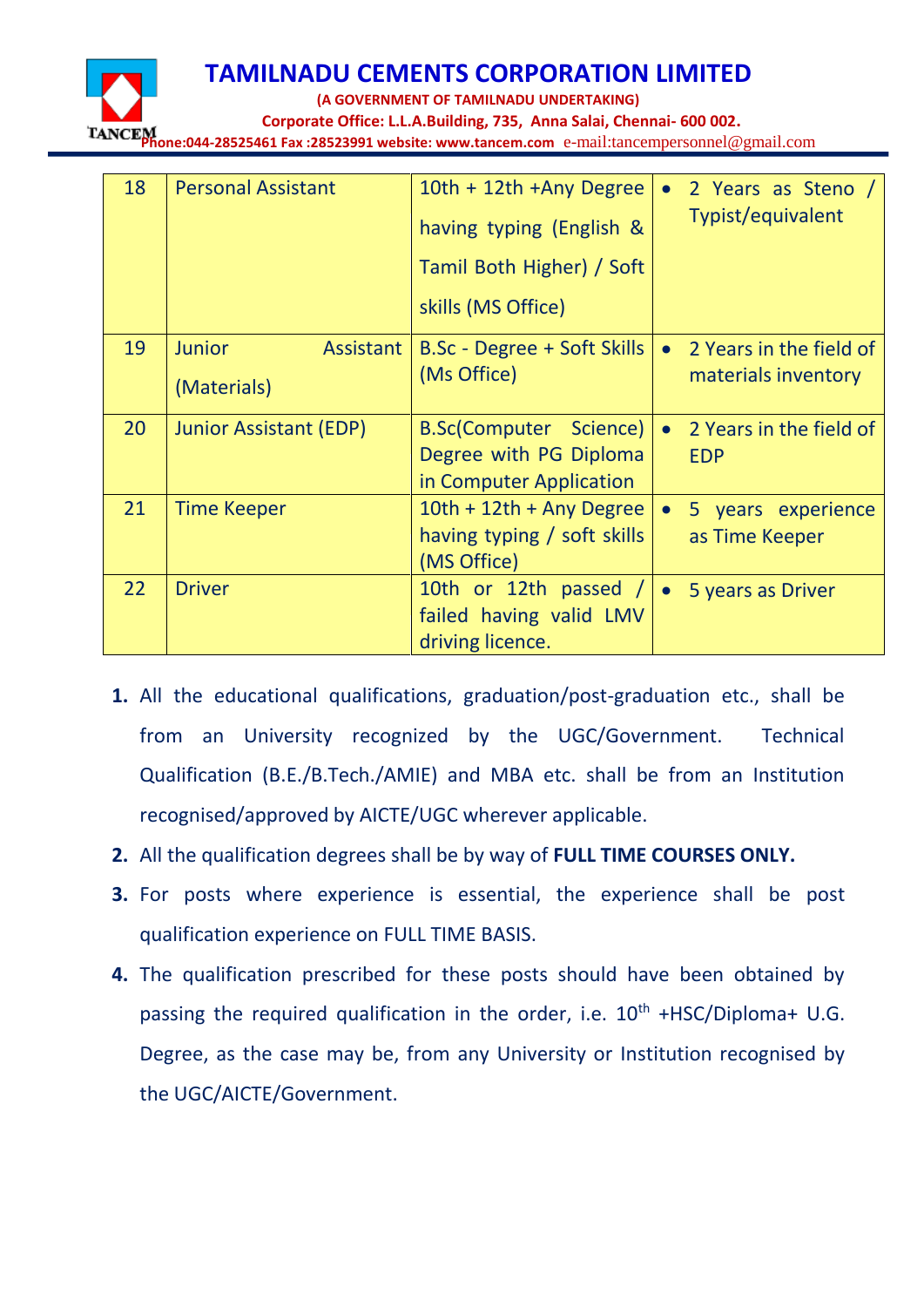| 18 | Personal Assistant | 10th + 12th +Any Degree having typing (English & Tamil Both Higher) / Soft skills (MS Office) | • 2 Years as Steno / Typist/equivalent |
|---|---|---|---|
| 19 | Junior Assistant (Materials) | B.Sc - Degree + Soft Skills (Ms Office) | • 2 Years in the field of materials inventory |
| 20 | Junior Assistant (EDP) | B.Sc(Computer Science) Degree with PG Diploma in Computer Application | • 2 Years in the field of EDP |
| 21 | Time Keeper | 10th + 12th + Any Degree having typing / soft skills (MS Office) | • 5 years experience as Time Keeper |
| 22 | Driver | 10th or 12th passed / failed having valid LMV driving licence. | • 5 years as Driver |

1. All the educational qualifications, graduation/post-graduation etc., shall be from an University recognized by the UGC/Government. Technical Qualification (B.E./B.Tech./AMIE) and MBA etc. shall be from an Institution recognised/approved by AICTE/UGC wherever applicable.
2. All the qualification degrees shall be by way of **FULL TIME COURSES ONLY.**
3. For posts where experience is essential, the experience shall be post qualification experience on FULL TIME BASIS.
4. The qualification prescribed for these posts should have been obtained by passing the required qualification in the order, i.e. 10th +HSC/Diploma+ U.G. Degree, as the case may be, from any University or Institution recognised by the UGC/AICTE/Government.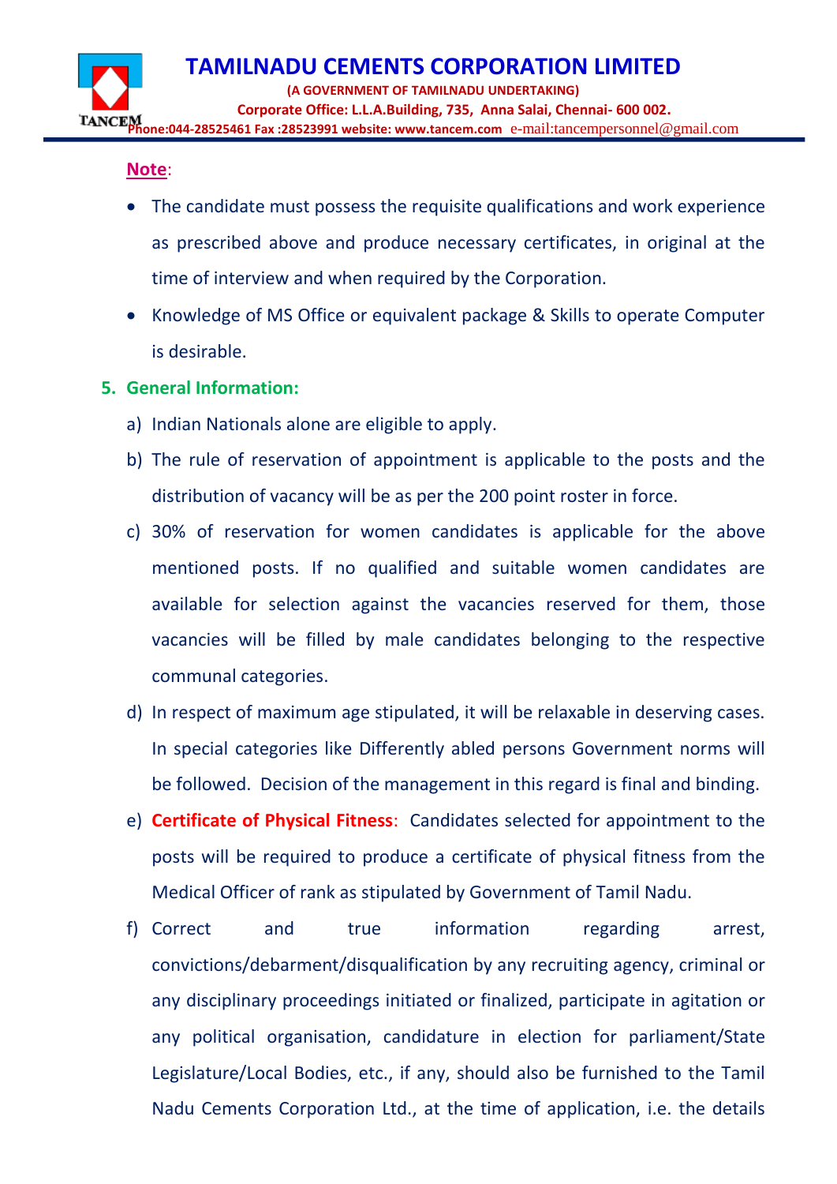**Note**:

- The candidate must possess the requisite qualifications and work experience as prescribed above and produce necessary certificates, in original at the time of interview and when required by the Corporation.
- Knowledge of MS Office or equivalent package & Skills to operate Computer is desirable.

5. **General Information:**

   a) Indian Nationals alone are eligible to apply.

   b) The rule of reservation of appointment is applicable to the posts and the distribution of vacancy will be as per the 200 point roster in force.

   c) 30% of reservation for women candidates is applicable for the above mentioned posts. If no qualified and suitable women candidates are available for selection against the vacancies reserved for them, those vacancies will be filled by male candidates belonging to the respective communal categories.

   d) In respect of maximum age stipulated, it will be relaxable in deserving cases. In special categories like Differently abled persons Government norms will be followed. Decision of the management in this regard is final and binding.

   e) **Certificate of Physical Fitness**: Candidates selected for appointment to the posts will be required to produce a certificate of physical fitness from the Medical Officer of rank as stipulated by Government of Tamil Nadu.

   f) Correct and true information regarding arrest, convictions/debarment/disqualification by any recruiting agency, criminal or any disciplinary proceedings initiated or finalized, participate in agitation or any political organisation, candidature in election for parliament/State Legislature/Local Bodies, etc., if any, should also be furnished to the Tamil Nadu Cements Corporation Ltd., at the time of application, i.e. the details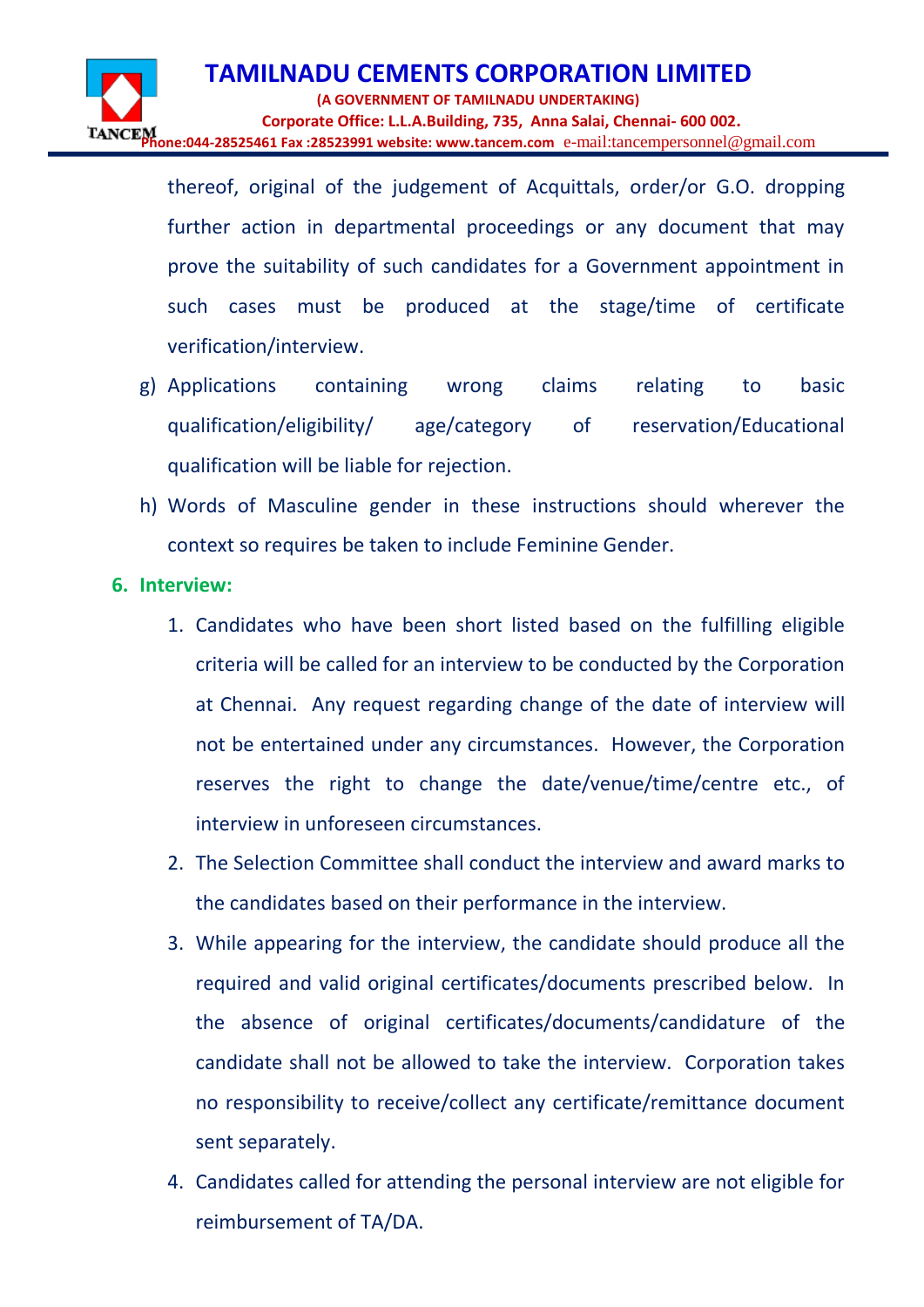thereof, original of the judgement of Acquittals, order/or G.O. dropping further action in departmental proceedings or any document that may prove the suitability of such candidates for a Government appointment in such cases must be produced at the stage/time of certificate verification/interview.

g) Applications containing wrong claims relating to basic qualification/eligibility/ age/category of reservation/Educational qualification will be liable for rejection.

h) Words of Masculine gender in these instructions should wherever the context so requires be taken to include Feminine Gender.

## 6. Interview:

1. Candidates who have been short listed based on the fulfilling eligible criteria will be called for an interview to be conducted by the Corporation at Chennai. Any request regarding change of the date of interview will not be entertained under any circumstances. However, the Corporation reserves the right to change the date/venue/time/centre etc., of interview in unforeseen circumstances.
2. The Selection Committee shall conduct the interview and award marks to the candidates based on their performance in the interview.
3. While appearing for the interview, the candidate should produce all the required and valid original certificates/documents prescribed below. In the absence of original certificates/documents/candidature of the candidate shall not be allowed to take the interview. Corporation takes no responsibility to receive/collect any certificate/remittance document sent separately.
4. Candidates called for attending the personal interview are not eligible for reimbursement of TA/DA.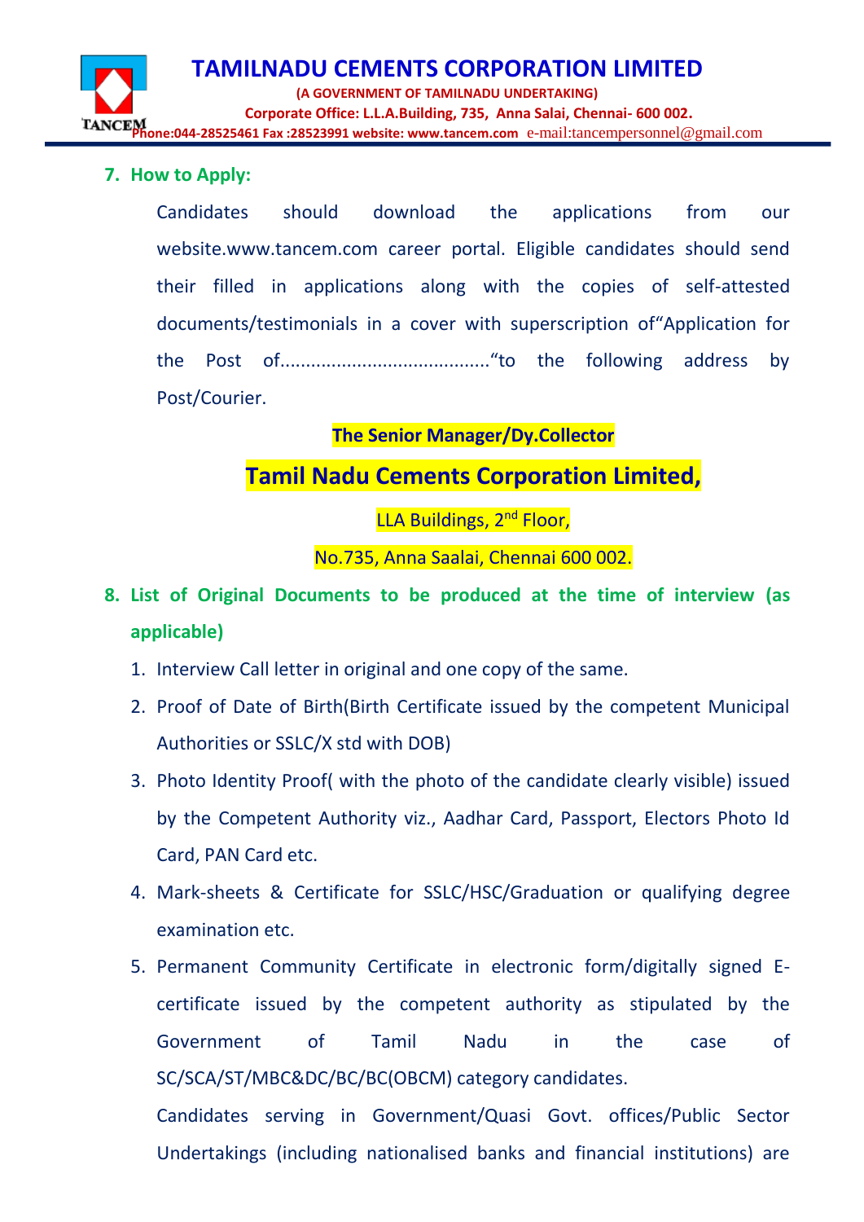7. **How to Apply:**

   Candidates should download the applications from our website.www.tancem.com career portal. Eligible candidates should send their filled in applications along with the copies of self-attested documents/testimonials in a cover with superscription of“Application for the Post of........................................“to the following address by Post/Courier.

**The Senior Manager/Dy.Collector**

**Tamil Nadu Cements Corporation Limited,**

LLA Buildings, 2nd Floor,

No.735, Anna Saalai, Chennai 600 002.

8. **List of Original Documents to be produced at the time of interview (as applicable)**

   1. Interview Call letter in original and one copy of the same.
   2. Proof of Date of Birth(Birth Certificate issued by the competent Municipal Authorities or SSLC/X std with DOB)
   3. Photo Identity Proof( with the photo of the candidate clearly visible) issued by the Competent Authority viz., Aadhar Card, Passport, Electors Photo Id Card, PAN Card etc.
   4. Mark-sheets & Certificate for SSLC/HSC/Graduation or qualifying degree examination etc.
   5. Permanent Community Certificate in electronic form/digitally signed E-certificate issued by the competent authority as stipulated by the Government of Tamil Nadu in the case of SC/SCA/ST/MBC&DC/BC/BC(OBCM) category candidates.

      Candidates serving in Government/Quasi Govt. offices/Public Sector Undertakings (including nationalised banks and financial institutions) are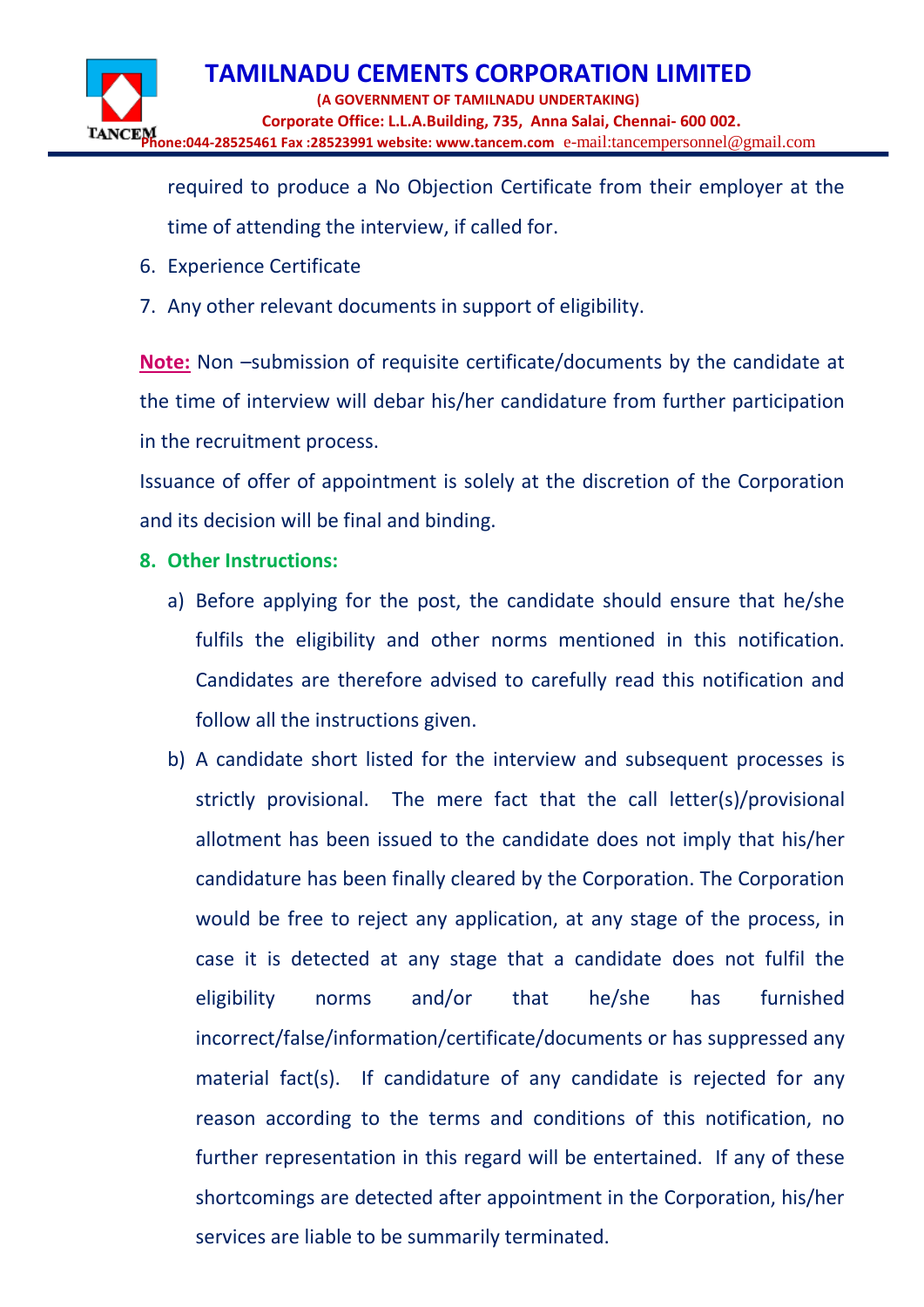required to produce a No Objection Certificate from their employer at the time of attending the interview, if called for.

6. Experience Certificate
7. Any other relevant documents in support of eligibility.

**Note:** Non –submission of requisite certificate/documents by the candidate at the time of interview will debar his/her candidature from further participation in the recruitment process.

Issuance of offer of appointment is solely at the discretion of the Corporation and its decision will be final and binding.

8. **Other Instructions:**

   a) Before applying for the post, the candidate should ensure that he/she fulfils the eligibility and other norms mentioned in this notification. Candidates are therefore advised to carefully read this notification and follow all the instructions given.

   b) A candidate short listed for the interview and subsequent processes is strictly provisional. The mere fact that the call letter(s)/provisional allotment has been issued to the candidate does not imply that his/her candidature has been finally cleared by the Corporation. The Corporation would be free to reject any application, at any stage of the process, in case it is detected at any stage that a candidate does not fulfil the eligibility norms and/or that he/she has furnished incorrect/false/information/certificate/documents or has suppressed any material fact(s). If candidature of any candidate is rejected for any reason according to the terms and conditions of this notification, no further representation in this regard will be entertained. If any of these shortcomings are detected after appointment in the Corporation, his/her services are liable to be summarily terminated.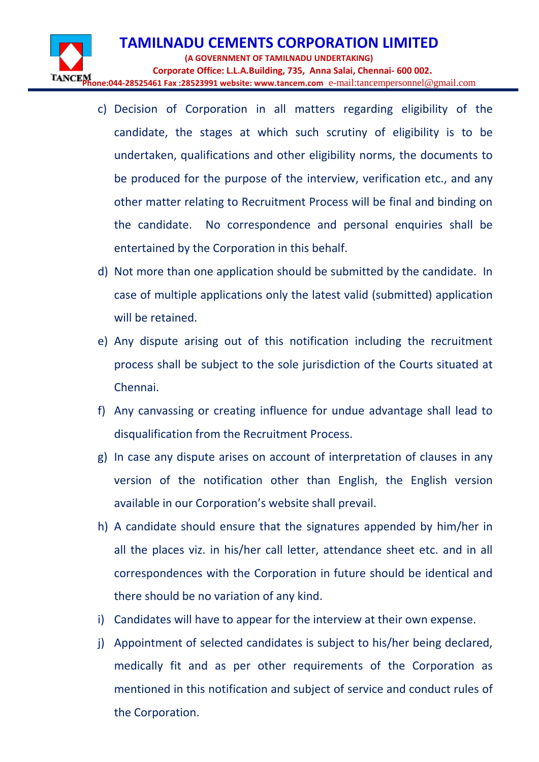c) Decision of Corporation in all matters regarding eligibility of the candidate, the stages at which such scrutiny of eligibility is to be undertaken, qualifications and other eligibility norms, the documents to be produced for the purpose of the interview, verification etc., and any other matter relating to Recruitment Process will be final and binding on the candidate. No correspondence and personal enquiries shall be entertained by the Corporation in this behalf.

d) Not more than one application should be submitted by the candidate. In case of multiple applications only the latest valid (submitted) application will be retained.

e) Any dispute arising out of this notification including the recruitment process shall be subject to the sole jurisdiction of the Courts situated at Chennai.

f) Any canvassing or creating influence for undue advantage shall lead to disqualification from the Recruitment Process.

g) In case any dispute arises on account of interpretation of clauses in any version of the notification other than English, the English version available in our Corporation's website shall prevail.

h) A candidate should ensure that the signatures appended by him/her in all the places viz. in his/her call letter, attendance sheet etc. and in all correspondences with the Corporation in future should be identical and there should be no variation of any kind.

i) Candidates will have to appear for the interview at their own expense.

j) Appointment of selected candidates is subject to his/her being declared, medically fit and as per other requirements of the Corporation as mentioned in this notification and subject of service and conduct rules of the Corporation.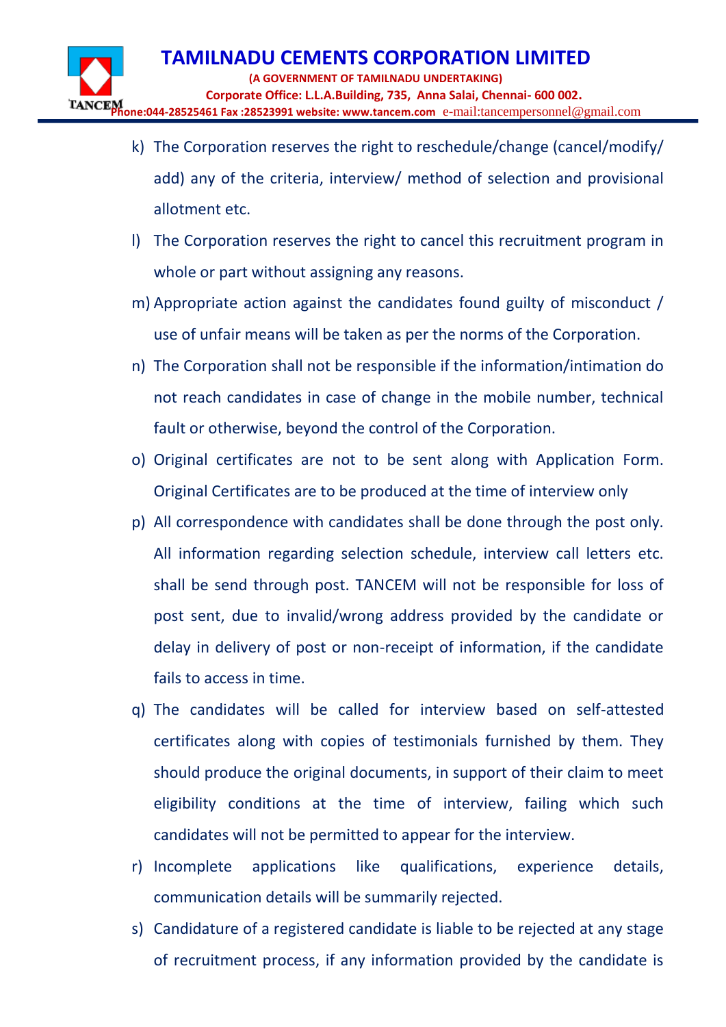k) The Corporation reserves the right to reschedule/change (cancel/modify/ add) any of the criteria, interview/ method of selection and provisional allotment etc.

l) The Corporation reserves the right to cancel this recruitment program in whole or part without assigning any reasons.

m) Appropriate action against the candidates found guilty of misconduct / use of unfair means will be taken as per the norms of the Corporation.

n) The Corporation shall not be responsible if the information/intimation do not reach candidates in case of change in the mobile number, technical fault or otherwise, beyond the control of the Corporation.

o) Original certificates are not to be sent along with Application Form. Original Certificates are to be produced at the time of interview only

p) All correspondence with candidates shall be done through the post only. All information regarding selection schedule, interview call letters etc. shall be send through post. TANCEM will not be responsible for loss of post sent, due to invalid/wrong address provided by the candidate or delay in delivery of post or non-receipt of information, if the candidate fails to access in time.

q) The candidates will be called for interview based on self-attested certificates along with copies of testimonials furnished by them. They should produce the original documents, in support of their claim to meet eligibility conditions at the time of interview, failing which such candidates will not be permitted to appear for the interview.

r) Incomplete applications like qualifications, experience details, communication details will be summarily rejected.

s) Candidature of a registered candidate is liable to be rejected at any stage of recruitment process, if any information provided by the candidate is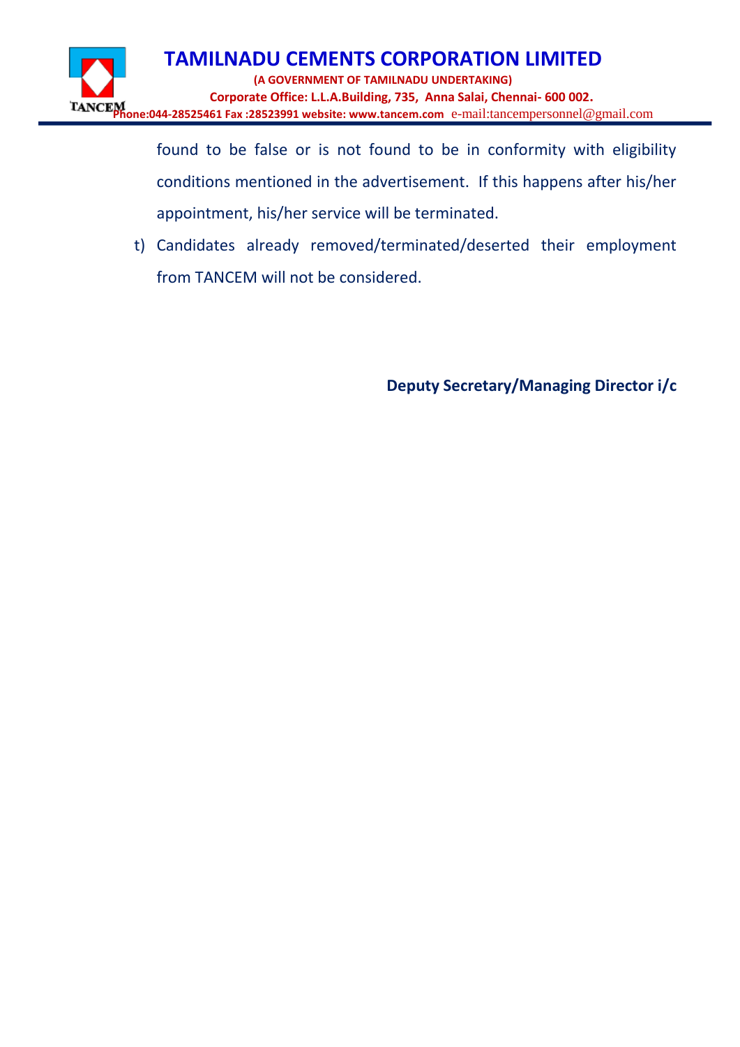found to be false or is not found to be in conformity with eligibility conditions mentioned in the advertisement. If this happens after his/her appointment, his/her service will be terminated.

t) Candidates already removed/terminated/deserted their employment from TANCEM will not be considered.

**Deputy Secretary/Managing Director i/c**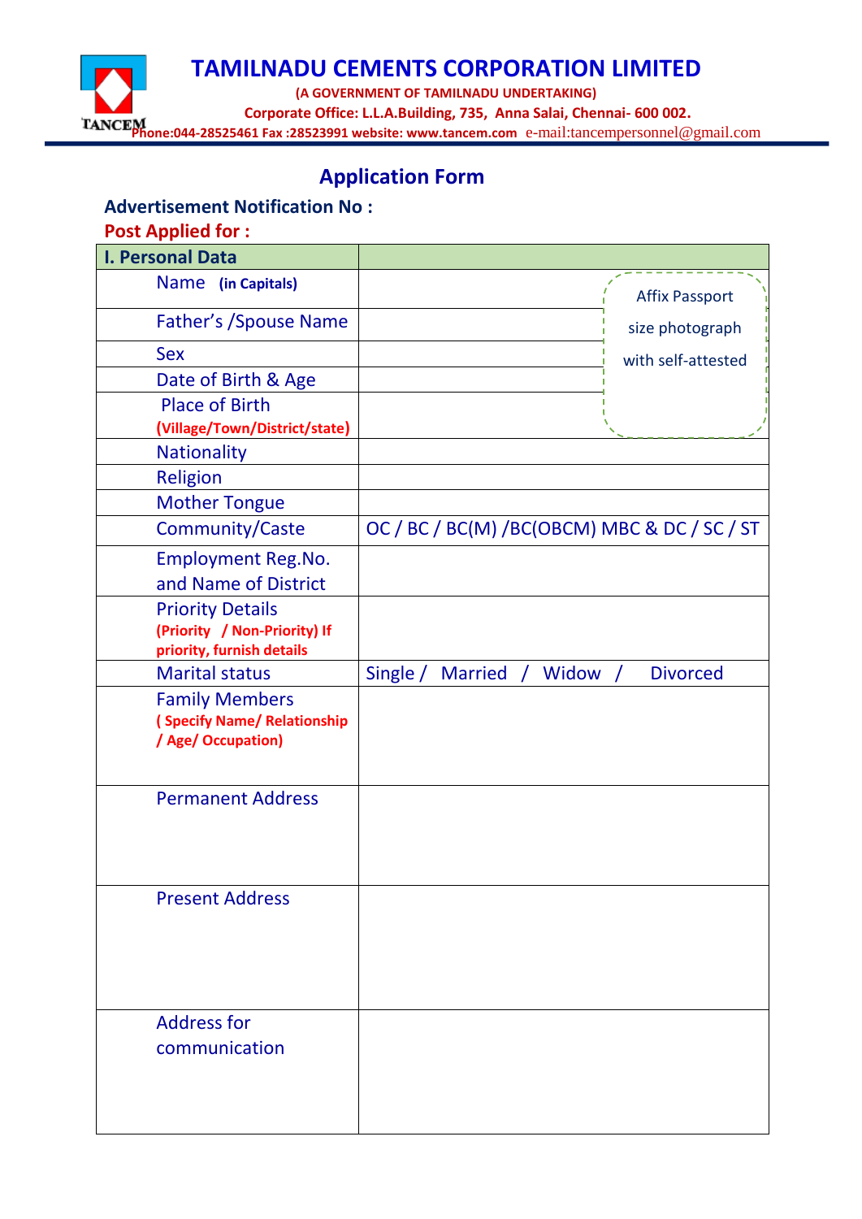# TAMILNADU CEMENTS CORPORATION LIMITED

**(A GOVERNMENT OF TAMILNADU UNDERTAKING)**

**Corporate Office: L.L.A.Building, 735, Anna Salai, Chennai- 600 002.**

TANCEM **Phone:044-28525461 Fax :28523991 website: www.tancem.com** e-mail:tancempersonnel@gmail.com

## Application Form

**Advertisement Notification No :**

**Post Applied for :**

| I. Personal Data | |
|---|---|
| Name **(in Capitals)** | Affix Passport size photograph with self-attested |
| Father's /Spouse Name | |
| Sex | |
| Date of Birth & Age | |
| Place of Birth **(Village/Town/District/state)** | |
| Nationality | |
| Religion | |
| Mother Tongue | |
| Community/Caste | OC / BC / BC(M) /BC(OBCM) MBC & DC / SC / ST |
| Employment Reg.No. and Name of District | |
| Priority Details **(Priority / Non-Priority) If priority, furnish details** | |
| Marital status | Single / Married / Widow / Divorced |
| Family Members **( Specify Name/ Relationship / Age/ Occupation)** | |
| Permanent Address | |
| Present Address | |
| Address for communication | |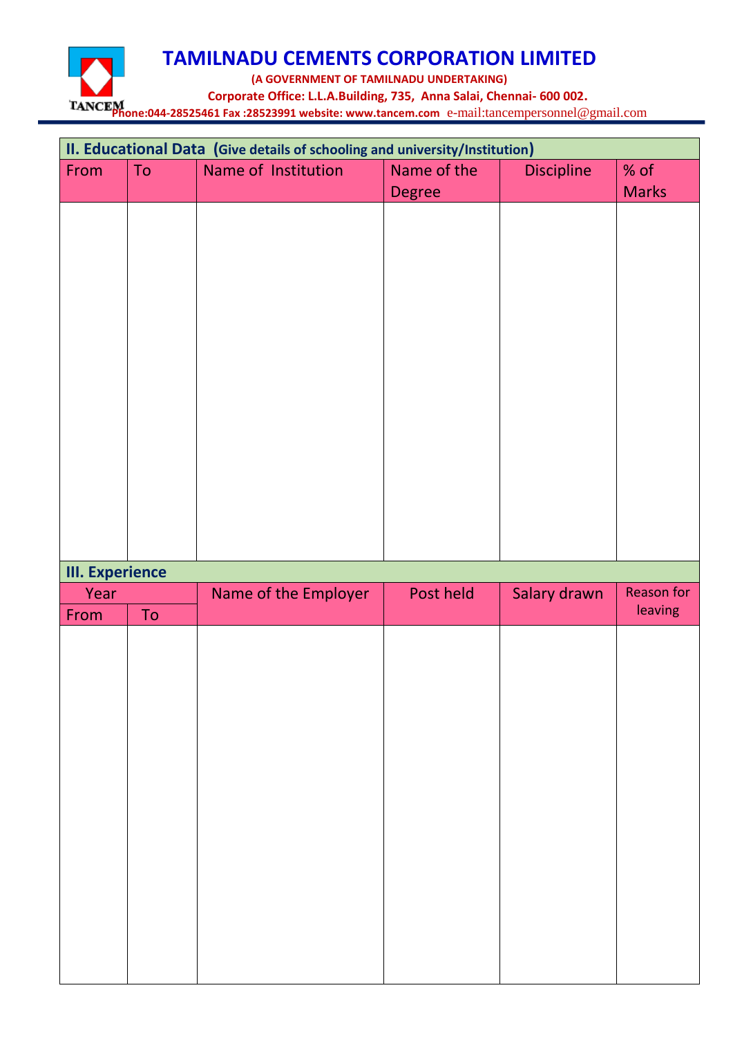# TAMILNADU CEMENTS CORPORATION LIMITED

**(A GOVERNMENT OF TAMILNADU UNDERTAKING)**

**Corporate Office: L.L.A.Building, 735, Anna Salai, Chennai- 600 002.**

TANCEM **Phone:044-28525461 Fax :28523991 website: www.tancem.com** e-mail:tancempersonnel@gmail.com

## II. Educational Data (Give details of schooling and university/Institution)

| From | To | Name of Institution | Name of the Degree | Discipline | % of Marks |
|---|---|---|---|---|---|
| | | | | | |

## III. Experience

| Year | | Name of the Employer | Post held | Salary drawn | Reason for leaving |
|---|---|---|---|---|---|
| From | To | | | | |
| | | | | | |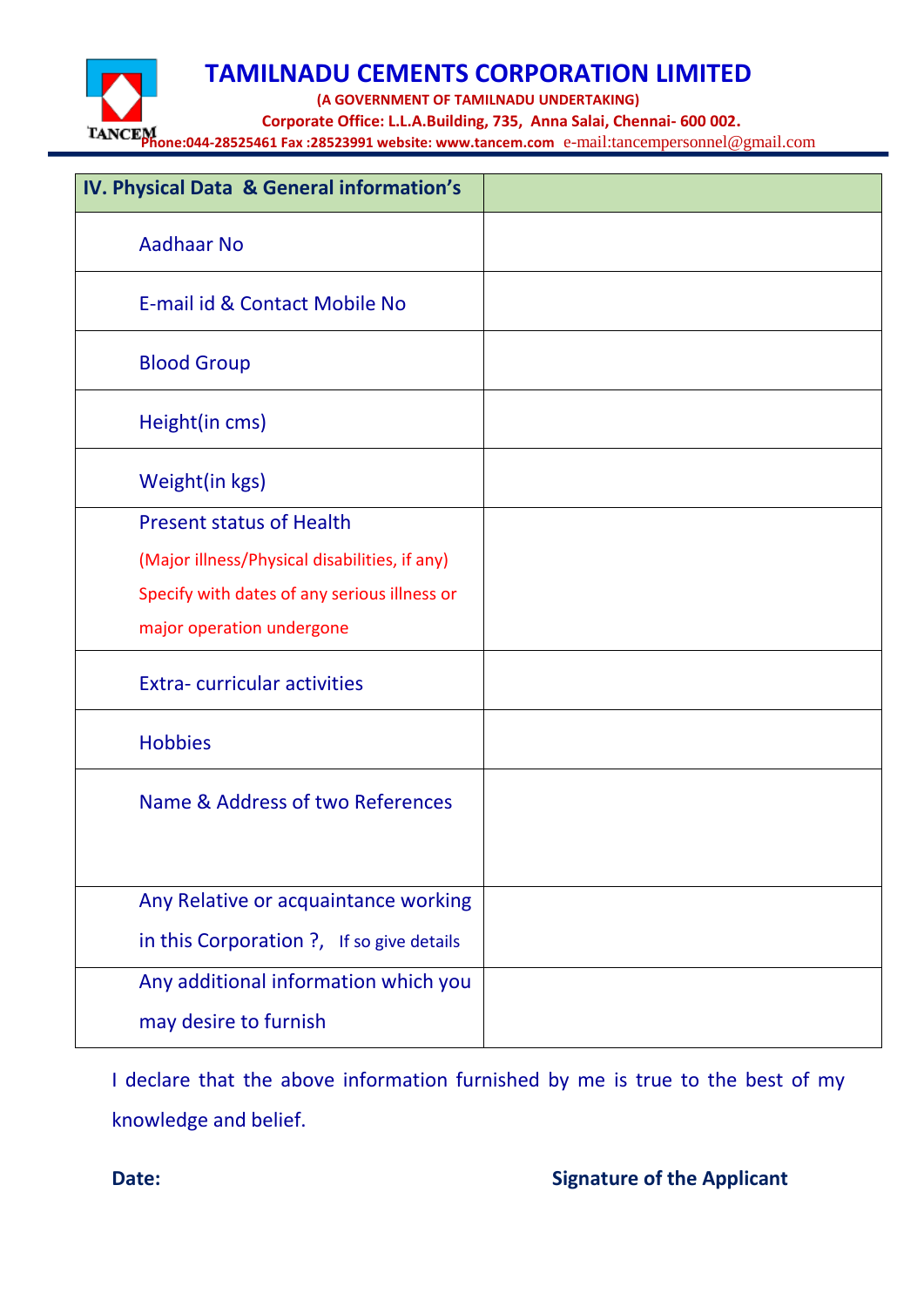# TAMILNADU CEMENTS CORPORATION LIMITED

(A GOVERNMENT OF TAMILNADU UNDERTAKING)

Corporate Office: L.L.A.Building, 735, Anna Salai, Chennai- 600 002.

TANCEM Phone:044-28525461 Fax :28523991 website: www.tancem.com e-mail:tancempersonnel@gmail.com

| IV. Physical Data & General information's | |
|---|---|
| Aadhaar No | |
| E-mail id & Contact Mobile No | |
| Blood Group | |
| Height(in cms) | |
| Weight(in kgs) | |
| Present status of Health (Major illness/Physical disabilities, if any) Specify with dates of any serious illness or major operation undergone | |
| Extra- curricular activities | |
| Hobbies | |
| Name & Address of two References | |
| Any Relative or acquaintance working in this Corporation ?, If so give details | |
| Any additional information which you may desire to furnish | |

I declare that the above information furnished by me is true to the best of my knowledge and belief.

**Date:** **Signature of the Applicant**